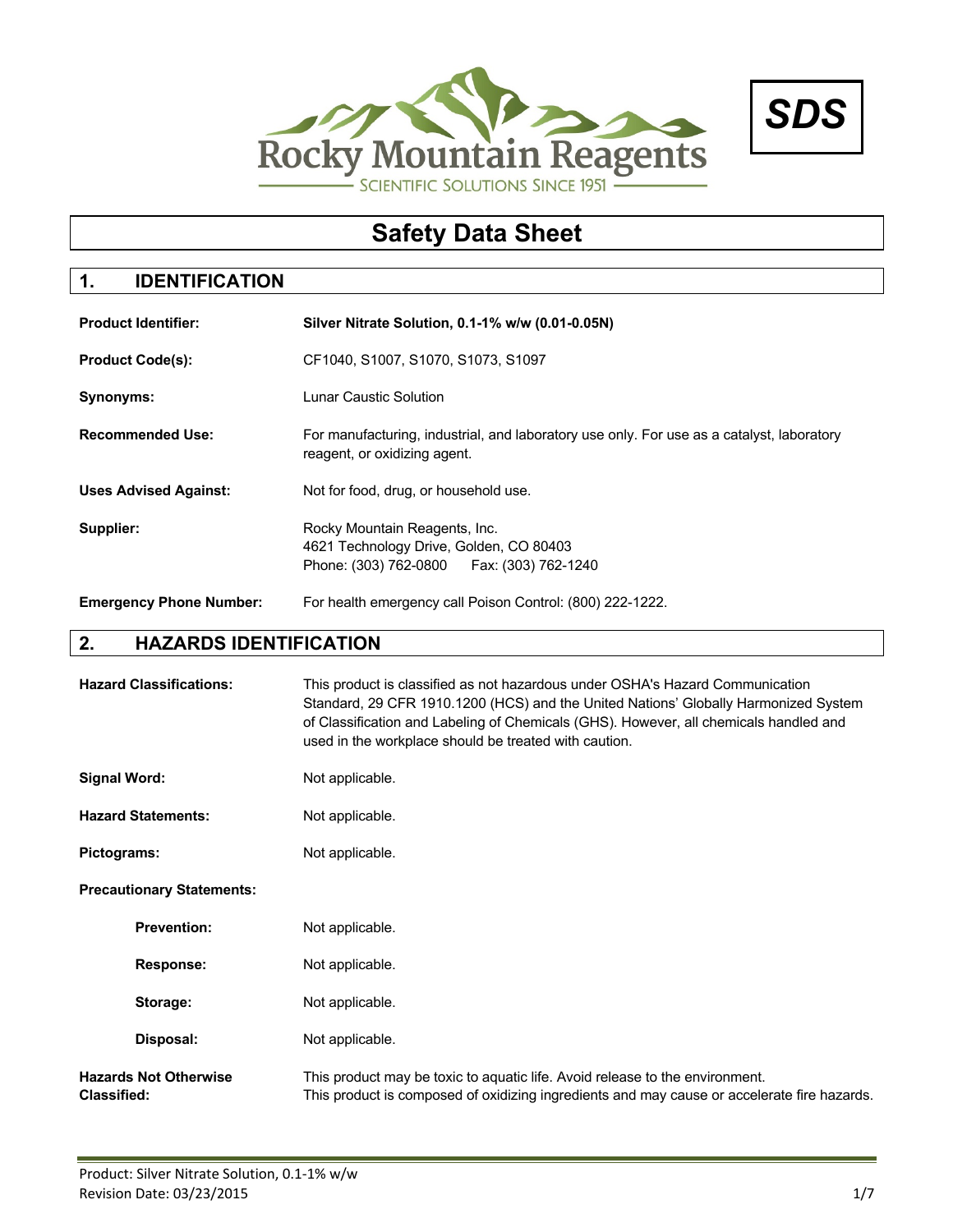Rocky Mountain Reagents

SCIENTIFIC SOLUTIONS SINCE 1951

**SDS**

# Safety Data Sheet

## 1. IDENTIFICATION

**Product Identifier:** **Silver Nitrate Solution, 0.1-1% w/w (0.01-0.05N)**

**Product Code(s):** CF1040, S1007, S1070, S1073, S1097

**Synonyms:** Lunar Caustic Solution

**Recommended Use:** For manufacturing, industrial, and laboratory use only. For use as a catalyst, laboratory reagent, or oxidizing agent.

**Uses Advised Against:** Not for food, drug, or household use.

**Supplier:** Rocky Mountain Reagents, Inc.
4621 Technology Drive, Golden, CO 80403
Phone: (303) 762-0800 Fax: (303) 762-1240

**Emergency Phone Number:** For health emergency call Poison Control: (800) 222-1222.

## 2. HAZARDS IDENTIFICATION

**Hazard Classifications:** This product is classified as not hazardous under OSHA's Hazard Communication Standard, 29 CFR 1910.1200 (HCS) and the United Nations' Globally Harmonized System of Classification and Labeling of Chemicals (GHS). However, all chemicals handled and used in the workplace should be treated with caution.

**Signal Word:** Not applicable.

**Hazard Statements:** Not applicable.

**Pictograms:** Not applicable.

**Precautionary Statements:**

- **Prevention:** Not applicable.
- **Response:** Not applicable.
- **Storage:** Not applicable.
- **Disposal:** Not applicable.

**Hazards Not Otherwise Classified:** This product may be toxic to aquatic life. Avoid release to the environment.
This product is composed of oxidizing ingredients and may cause or accelerate fire hazards.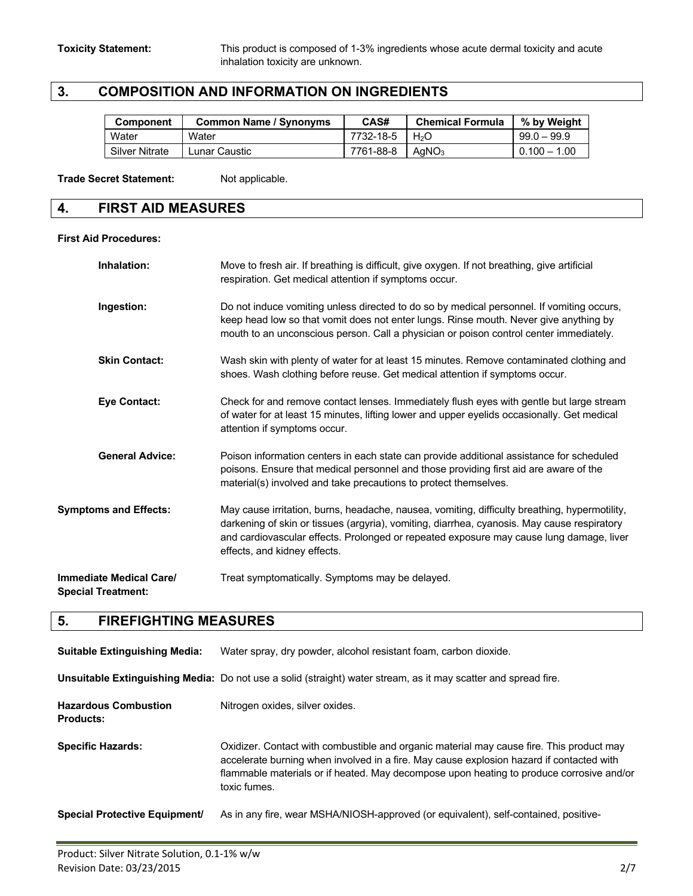**Toxicity Statement:** This product is composed of 1-3% ingredients whose acute dermal toxicity and acute inhalation toxicity are unknown.

## 3. COMPOSITION AND INFORMATION ON INGREDIENTS

| Component | Common Name / Synonyms | CAS# | Chemical Formula | % by Weight |
|---|---|---|---|---|
| Water | Water | 7732-18-5 | $H_2O$ | 99.0 – 99.9 |
| Silver Nitrate | Lunar Caustic | 7761-88-8 | $AgNO_3$ | 0.100 – 1.00 |

**Trade Secret Statement:** Not applicable.

## 4. FIRST AID MEASURES

**First Aid Procedures:**

**Inhalation:** Move to fresh air. If breathing is difficult, give oxygen. If not breathing, give artificial respiration. Get medical attention if symptoms occur.

**Ingestion:** Do not induce vomiting unless directed to do so by medical personnel. If vomiting occurs, keep head low so that vomit does not enter lungs. Rinse mouth. Never give anything by mouth to an unconscious person. Call a physician or poison control center immediately.

**Skin Contact:** Wash skin with plenty of water for at least 15 minutes. Remove contaminated clothing and shoes. Wash clothing before reuse. Get medical attention if symptoms occur.

**Eye Contact:** Check for and remove contact lenses. Immediately flush eyes with gentle but large stream of water for at least 15 minutes, lifting lower and upper eyelids occasionally. Get medical attention if symptoms occur.

**General Advice:** Poison information centers in each state can provide additional assistance for scheduled poisons. Ensure that medical personnel and those providing first aid are aware of the material(s) involved and take precautions to protect themselves.

**Symptoms and Effects:** May cause irritation, burns, headache, nausea, vomiting, difficulty breathing, hypermotility, darkening of skin or tissues (argyria), vomiting, diarrhea, cyanosis. May cause respiratory and cardiovascular effects. Prolonged or repeated exposure may cause lung damage, liver effects, and kidney effects.

**Immediate Medical Care/ Special Treatment:** Treat symptomatically. Symptoms may be delayed.

## 5. FIREFIGHTING MEASURES

**Suitable Extinguishing Media:** Water spray, dry powder, alcohol resistant foam, carbon dioxide.

**Unsuitable Extinguishing Media:** Do not use a solid (straight) water stream, as it may scatter and spread fire.

**Hazardous Combustion Products:** Nitrogen oxides, silver oxides.

**Specific Hazards:** Oxidizer. Contact with combustible and organic material may cause fire. This product may accelerate burning when involved in a fire. May cause explosion hazard if contacted with flammable materials or if heated. May decompose upon heating to produce corrosive and/or toxic fumes.

**Special Protective Equipment/** As in any fire, wear MSHA/NIOSH-approved (or equivalent), self-contained, positive-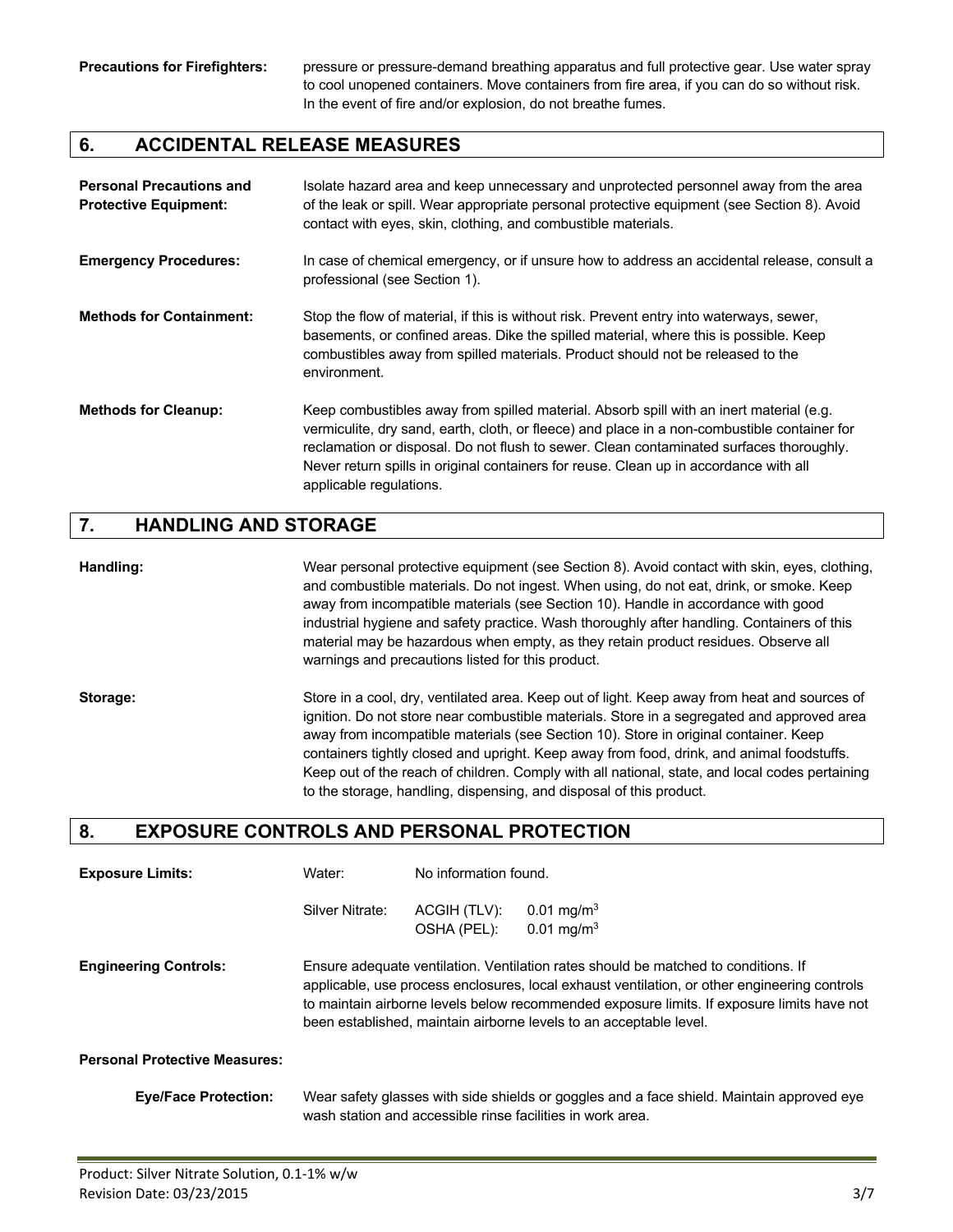**Precautions for Firefighters:** pressure or pressure-demand breathing apparatus and full protective gear. Use water spray to cool unopened containers. Move containers from fire area, if you can do so without risk. In the event of fire and/or explosion, do not breathe fumes.

## 6. ACCIDENTAL RELEASE MEASURES

**Personal Precautions and Protective Equipment:** Isolate hazard area and keep unnecessary and unprotected personnel away from the area of the leak or spill. Wear appropriate personal protective equipment (see Section 8). Avoid contact with eyes, skin, clothing, and combustible materials.

**Emergency Procedures:** In case of chemical emergency, or if unsure how to address an accidental release, consult a professional (see Section 1).

**Methods for Containment:** Stop the flow of material, if this is without risk. Prevent entry into waterways, sewer, basements, or confined areas. Dike the spilled material, where this is possible. Keep combustibles away from spilled materials. Product should not be released to the environment.

**Methods for Cleanup:** Keep combustibles away from spilled material. Absorb spill with an inert material (e.g. vermiculite, dry sand, earth, cloth, or fleece) and place in a non-combustible container for reclamation or disposal. Do not flush to sewer. Clean contaminated surfaces thoroughly. Never return spills in original containers for reuse. Clean up in accordance with all applicable regulations.

## 7. HANDLING AND STORAGE

**Handling:** Wear personal protective equipment (see Section 8). Avoid contact with skin, eyes, clothing, and combustible materials. Do not ingest. When using, do not eat, drink, or smoke. Keep away from incompatible materials (see Section 10). Handle in accordance with good industrial hygiene and safety practice. Wash thoroughly after handling. Containers of this material may be hazardous when empty, as they retain product residues. Observe all warnings and precautions listed for this product.

**Storage:** Store in a cool, dry, ventilated area. Keep out of light. Keep away from heat and sources of ignition. Do not store near combustible materials. Store in a segregated and approved area away from incompatible materials (see Section 10). Store in original container. Keep containers tightly closed and upright. Keep away from food, drink, and animal foodstuffs. Keep out of the reach of children. Comply with all national, state, and local codes pertaining to the storage, handling, dispensing, and disposal of this product.

## 8. EXPOSURE CONTROLS AND PERSONAL PROTECTION

**Exposure Limits:**

| | | |
|---|---|---|
| Water: | No information found. | |
| Silver Nitrate: | ACGIH (TLV): | 0.01 mg/m$^3$ |
| | OSHA (PEL): | 0.01 mg/m$^3$ |

**Engineering Controls:** Ensure adequate ventilation. Ventilation rates should be matched to conditions. If applicable, use process enclosures, local exhaust ventilation, or other engineering controls to maintain airborne levels below recommended exposure limits. If exposure limits have not been established, maintain airborne levels to an acceptable level.

**Personal Protective Measures:**

**Eye/Face Protection:** Wear safety glasses with side shields or goggles and a face shield. Maintain approved eye wash station and accessible rinse facilities in work area.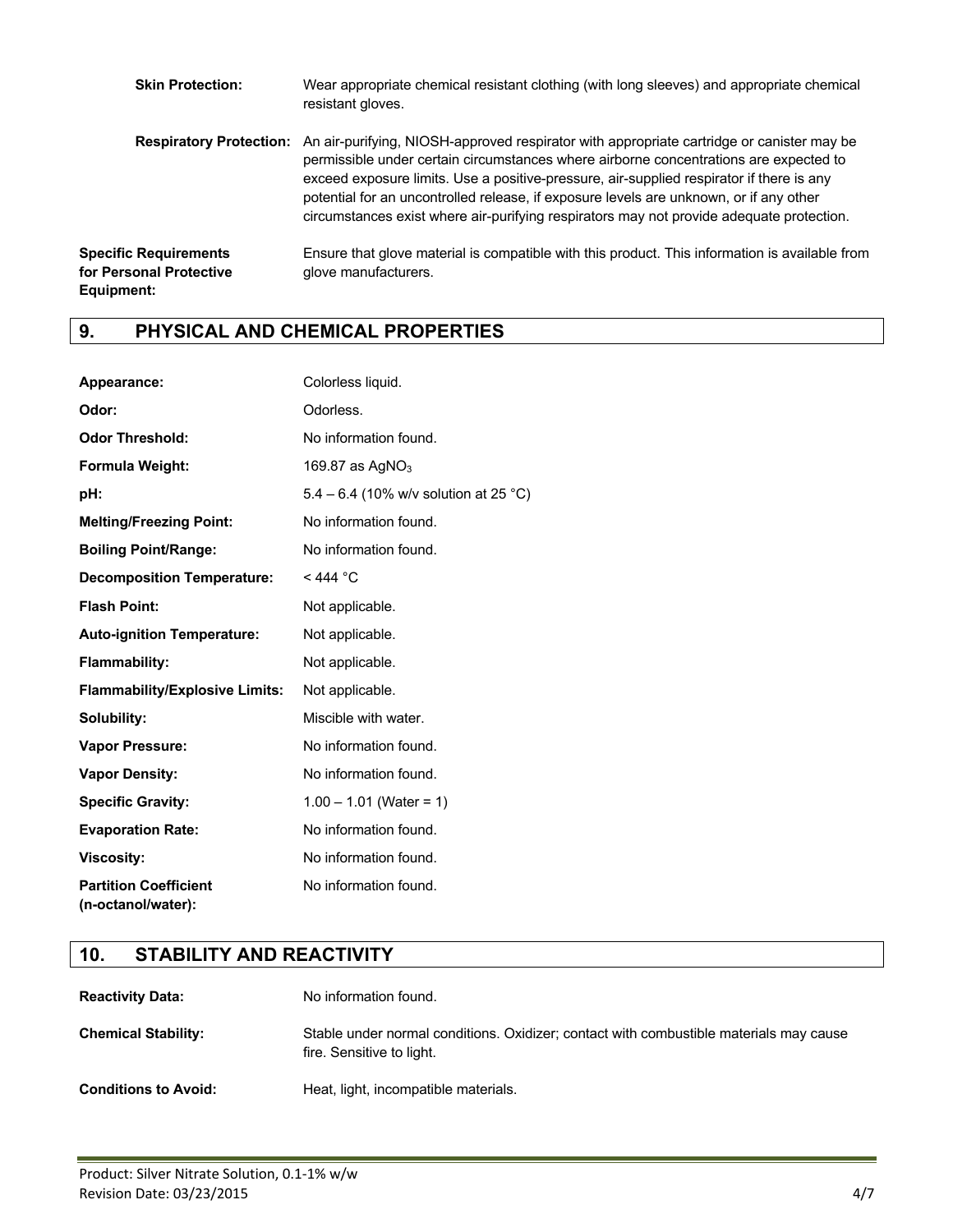**Skin Protection:** Wear appropriate chemical resistant clothing (with long sleeves) and appropriate chemical resistant gloves.

**Respiratory Protection:** An air-purifying, NIOSH-approved respirator with appropriate cartridge or canister may be permissible under certain circumstances where airborne concentrations are expected to exceed exposure limits. Use a positive-pressure, air-supplied respirator if there is any potential for an uncontrolled release, if exposure levels are unknown, or if any other circumstances exist where air-purifying respirators may not provide adequate protection.

**Specific Requirements for Personal Protective Equipment:** Ensure that glove material is compatible with this product. This information is available from glove manufacturers.

## 9. PHYSICAL AND CHEMICAL PROPERTIES

| | |
|---|---|
| **Appearance:** | Colorless liquid. |
| **Odor:** | Odorless. |
| **Odor Threshold:** | No information found. |
| **Formula Weight:** | 169.87 as $AgNO_3$ |
| **pH:** | 5.4 – 6.4 (10% w/v solution at 25 °C) |
| **Melting/Freezing Point:** | No information found. |
| **Boiling Point/Range:** | No information found. |
| **Decomposition Temperature:** | < 444 °C |
| **Flash Point:** | Not applicable. |
| **Auto-ignition Temperature:** | Not applicable. |
| **Flammability:** | Not applicable. |
| **Flammability/Explosive Limits:** | Not applicable. |
| **Solubility:** | Miscible with water. |
| **Vapor Pressure:** | No information found. |
| **Vapor Density:** | No information found. |
| **Specific Gravity:** | 1.00 – 1.01 (Water = 1) |
| **Evaporation Rate:** | No information found. |
| **Viscosity:** | No information found. |
| **Partition Coefficient (n-octanol/water):** | No information found. |

## 10. STABILITY AND REACTIVITY

**Reactivity Data:** No information found.

**Chemical Stability:** Stable under normal conditions. Oxidizer; contact with combustible materials may cause fire. Sensitive to light.

**Conditions to Avoid:** Heat, light, incompatible materials.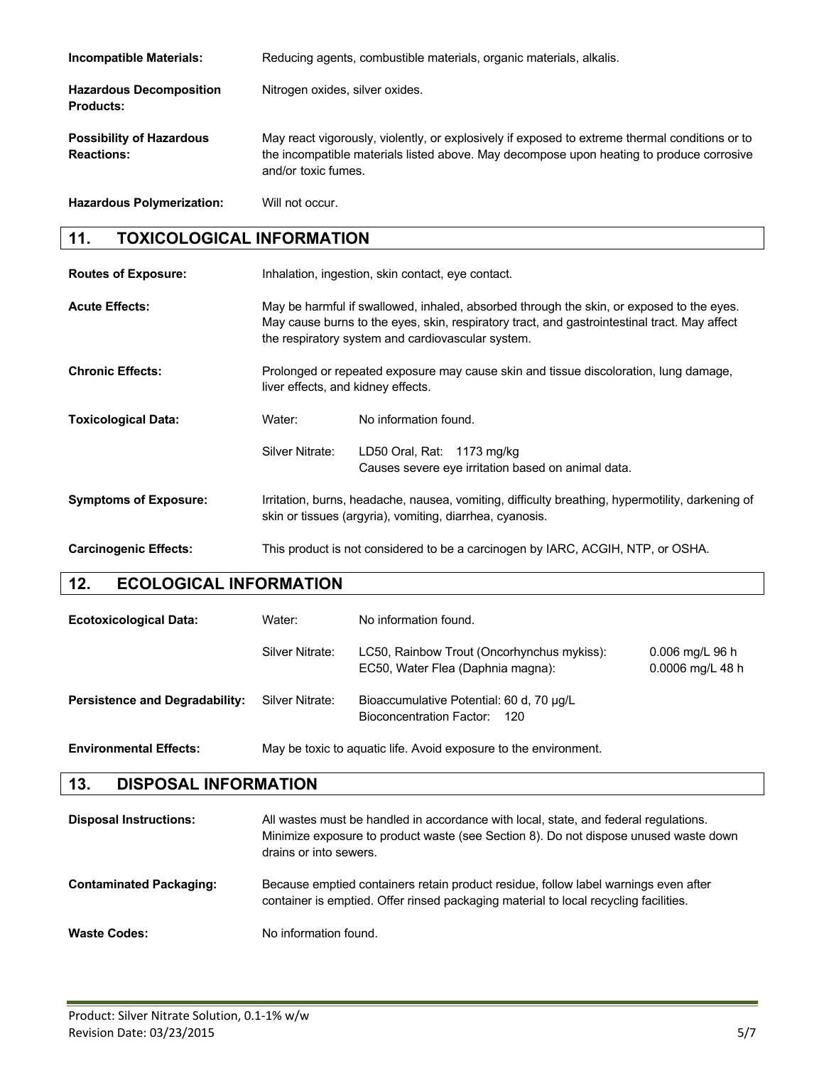**Incompatible Materials:** Reducing agents, combustible materials, organic materials, alkalis.

**Hazardous Decomposition Products:** Nitrogen oxides, silver oxides.

**Possibility of Hazardous Reactions:** May react vigorously, violently, or explosively if exposed to extreme thermal conditions or to the incompatible materials listed above. May decompose upon heating to produce corrosive and/or toxic fumes.

**Hazardous Polymerization:** Will not occur.

## 11. TOXICOLOGICAL INFORMATION

**Routes of Exposure:** Inhalation, ingestion, skin contact, eye contact.

**Acute Effects:** May be harmful if swallowed, inhaled, absorbed through the skin, or exposed to the eyes. May cause burns to the eyes, skin, respiratory tract, and gastrointestinal tract. May affect the respiratory system and cardiovascular system.

**Chronic Effects:** Prolonged or repeated exposure may cause skin and tissue discoloration, lung damage, liver effects, and kidney effects.

**Toxicological Data:**

| | |
|---|---|
| Water: | No information found. |
| Silver Nitrate: | LD50 Oral, Rat: 1173 mg/kg<br>Causes severe eye irritation based on animal data. |

**Symptoms of Exposure:** Irritation, burns, headache, nausea, vomiting, difficulty breathing, hypermotility, darkening of skin or tissues (argyria), vomiting, diarrhea, cyanosis.

**Carcinogenic Effects:** This product is not considered to be a carcinogen by IARC, ACGIH, NTP, or OSHA.

## 12. ECOLOGICAL INFORMATION

**Ecotoxicological Data:**

| | | |
|---|---|---|
| Water: | No information found. | |
| Silver Nitrate: | LC50, Rainbow Trout (Oncorhynchus mykiss):<br>EC50, Water Flea (Daphnia magna): | 0.006 mg/L 96 h<br>0.0006 mg/L 48 h |

**Persistence and Degradability:**

| | |
|---|---|
| Silver Nitrate: | Bioaccumulative Potential: 60 d, 70 µg/L<br>Bioconcentration Factor: 120 |

**Environmental Effects:** May be toxic to aquatic life. Avoid exposure to the environment.

## 13. DISPOSAL INFORMATION

**Disposal Instructions:** All wastes must be handled in accordance with local, state, and federal regulations. Minimize exposure to product waste (see Section 8). Do not dispose unused waste down drains or into sewers.

**Contaminated Packaging:** Because emptied containers retain product residue, follow label warnings even after container is emptied. Offer rinsed packaging material to local recycling facilities.

**Waste Codes:** No information found.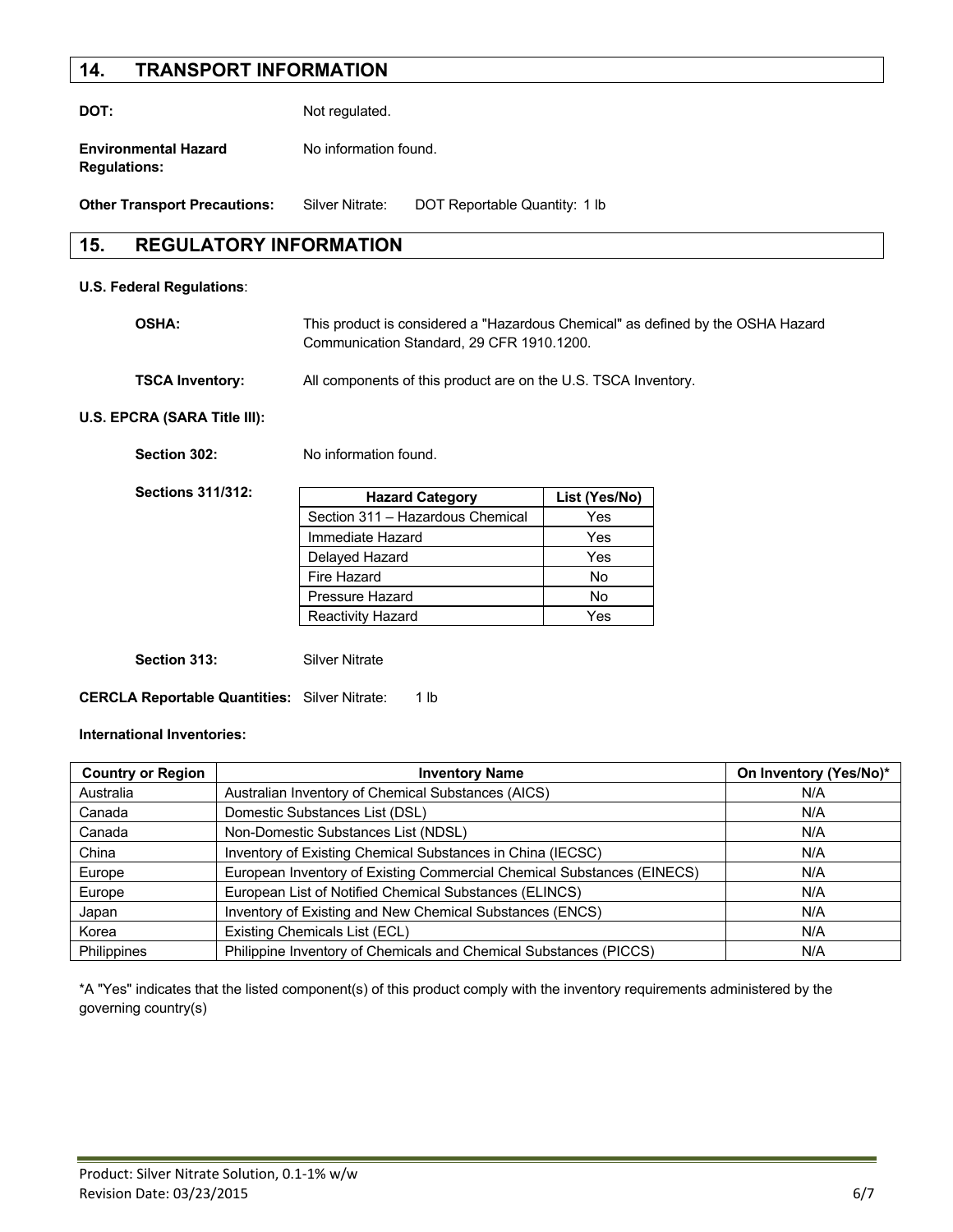## 14. TRANSPORT INFORMATION

**DOT:** Not regulated.

**Environmental Hazard Regulations:** No information found.

**Other Transport Precautions:** Silver Nitrate: DOT Reportable Quantity: 1 lb

## 15. REGULATORY INFORMATION

**U.S. Federal Regulations**:

**OSHA:** This product is considered a "Hazardous Chemical" as defined by the OSHA Hazard Communication Standard, 29 CFR 1910.1200.

**TSCA Inventory:** All components of this product are on the U.S. TSCA Inventory.

**U.S. EPCRA (SARA Title III):**

**Section 302:** No information found.

**Sections 311/312:**

| Hazard Category | List (Yes/No) |
|---|---|
| Section 311 – Hazardous Chemical | Yes |
| Immediate Hazard | Yes |
| Delayed Hazard | Yes |
| Fire Hazard | No |
| Pressure Hazard | No |
| Reactivity Hazard | Yes |

**Section 313:** Silver Nitrate

**CERCLA Reportable Quantities:** Silver Nitrate: 1 lb

**International Inventories:**

| Country or Region | Inventory Name | On Inventory (Yes/No)* |
|---|---|---|
| Australia | Australian Inventory of Chemical Substances (AICS) | N/A |
| Canada | Domestic Substances List (DSL) | N/A |
| Canada | Non-Domestic Substances List (NDSL) | N/A |
| China | Inventory of Existing Chemical Substances in China (IECSC) | N/A |
| Europe | European Inventory of Existing Commercial Chemical Substances (EINECS) | N/A |
| Europe | European List of Notified Chemical Substances (ELINCS) | N/A |
| Japan | Inventory of Existing and New Chemical Substances (ENCS) | N/A |
| Korea | Existing Chemicals List (ECL) | N/A |
| Philippines | Philippine Inventory of Chemicals and Chemical Substances (PICCS) | N/A |

*A "Yes" indicates that the listed component(s) of this product comply with the inventory requirements administered by the governing country(s)

Product: Silver Nitrate Solution, 0.1-1% w/w
Revision Date: 03/23/2015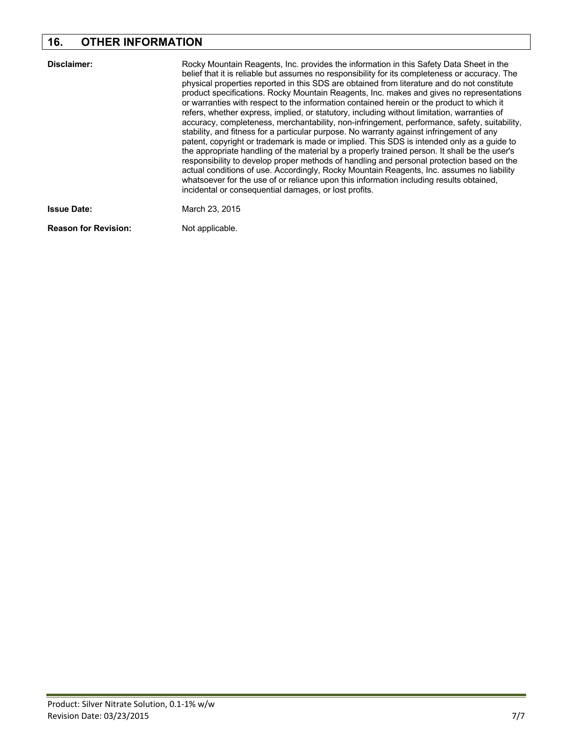## 16. OTHER INFORMATION

**Disclaimer:** Rocky Mountain Reagents, Inc. provides the information in this Safety Data Sheet in the belief that it is reliable but assumes no responsibility for its completeness or accuracy. The physical properties reported in this SDS are obtained from literature and do not constitute product specifications. Rocky Mountain Reagents, Inc. makes and gives no representations or warranties with respect to the information contained herein or the product to which it refers, whether express, implied, or statutory, including without limitation, warranties of accuracy, completeness, merchantability, non-infringement, performance, safety, suitability, stability, and fitness for a particular purpose. No warranty against infringement of any patent, copyright or trademark is made or implied. This SDS is intended only as a guide to the appropriate handling of the material by a properly trained person. It shall be the user's responsibility to develop proper methods of handling and personal protection based on the actual conditions of use. Accordingly, Rocky Mountain Reagents, Inc. assumes no liability whatsoever for the use of or reliance upon this information including results obtained, incidental or consequential damages, or lost profits.

**Issue Date:** March 23, 2015

**Reason for Revision:** Not applicable.